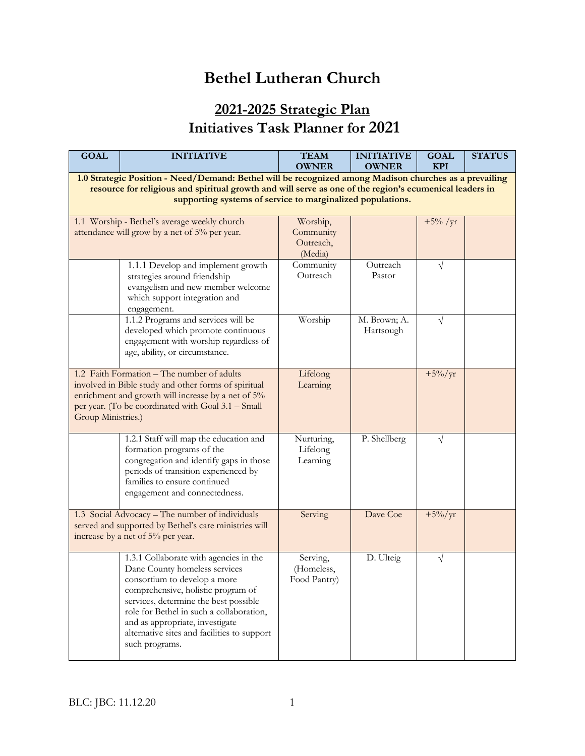# Bethel Lutheran Church

## 2021-2025 Strategic Plan
## Initiatives Task Planner for 2021

| GOAL | INITIATIVE | TEAM OWNER | INITIATIVE OWNER | GOAL KPI | STATUS |
|---|---|---|---|---|---|
| **1.0 Strategic Position - Need/Demand: Bethel will be recognized among Madison churches as a prevailing resource for religious and spiritual growth and will serve as one of the region's ecumenical leaders in supporting systems of service to marginalized populations.** | | | | | |
| 1.1 Worship - Bethel's average weekly church attendance will grow by a net of 5% per year. | | Worship, Community Outreach, (Media) | | +5% /yr | |
| | 1.1.1 Develop and implement growth strategies around friendship evangelism and new member welcome which support integration and engagement. | Community Outreach | Outreach Pastor | √ | |
| | 1.1.2 Programs and services will be developed which promote continuous engagement with worship regardless of age, ability, or circumstance. | Worship | M. Brown; A. Hartsough | √ | |
| 1.2 Faith Formation – The number of adults involved in Bible study and other forms of spiritual enrichment and growth will increase by a net of 5% per year. (To be coordinated with Goal 3.1 – Small Group Ministries.) | | Lifelong Learning | | +5%/yr | |
| | 1.2.1 Staff will map the education and formation programs of the congregation and identify gaps in those periods of transition experienced by families to ensure continued engagement and connectedness. | Nurturing, Lifelong Learning | P. Shellberg | √ | |
| 1.3 Social Advocacy – The number of individuals served and supported by Bethel's care ministries will increase by a net of 5% per year. | | Serving | Dave Coe | +5%/yr | |
| | 1.3.1 Collaborate with agencies in the Dane County homeless services consortium to develop a more comprehensive, holistic program of services, determine the best possible role for Bethel in such a collaboration, and as appropriate, investigate alternative sites and facilities to support such programs. | Serving, (Homeless, Food Pantry) | D. Ulteig | √ | |

BLC: JBC: 11.12.20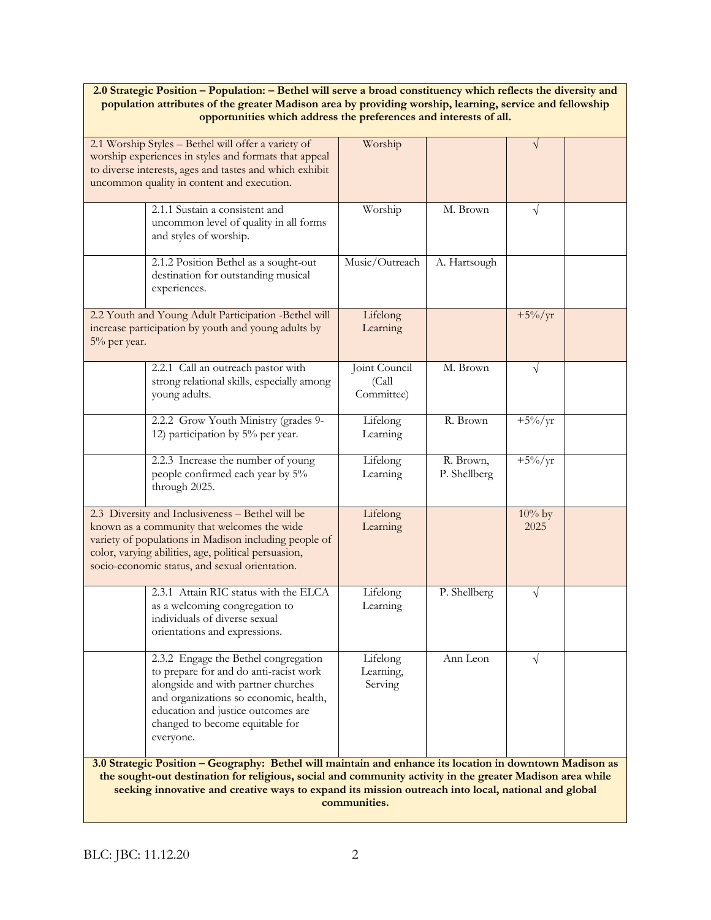| **2.0 Strategic Position – Population: – Bethel will serve a broad constituency which reflects the diversity and population attributes of the greater Madison area by providing worship, learning, service and fellowship opportunities which address the preferences and interests of all.** | | | | | |
|---|---|---|---|---|---|
| 2.1 Worship Styles – Bethel will offer a variety of worship experiences in styles and formats that appeal to diverse interests, ages and tastes and which exhibit uncommon quality in content and execution. | | Worship | | √ | |
| | 2.1.1 Sustain a consistent and uncommon level of quality in all forms and styles of worship. | Worship | M. Brown | √ | |
| | 2.1.2 Position Bethel as a sought-out destination for outstanding musical experiences. | Music/Outreach | A. Hartsough | | |
| 2.2 Youth and Young Adult Participation -Bethel will increase participation by youth and young adults by 5% per year. | | Lifelong Learning | | +5%/yr | |
| | 2.2.1 Call an outreach pastor with strong relational skills, especially among young adults. | Joint Council (Call Committee) | M. Brown | √ | |
| | 2.2.2 Grow Youth Ministry (grades 9-12) participation by 5% per year. | Lifelong Learning | R. Brown | +5%/yr | |
| | 2.2.3 Increase the number of young people confirmed each year by 5% through 2025. | Lifelong Learning | R. Brown, P. Shellberg | +5%/yr | |
| 2.3 Diversity and Inclusiveness – Bethel will be known as a community that welcomes the wide variety of populations in Madison including people of color, varying abilities, age, political persuasion, socio-economic status, and sexual orientation. | | Lifelong Learning | | 10% by 2025 | |
| | 2.3.1 Attain RIC status with the ELCA as a welcoming congregation to individuals of diverse sexual orientations and expressions. | Lifelong Learning | P. Shellberg | √ | |
| | 2.3.2 Engage the Bethel congregation to prepare for and do anti-racist work alongside and with partner churches and organizations so economic, health, education and justice outcomes are changed to become equitable for everyone. | Lifelong Learning, Serving | Ann Leon | √ | |
| **3.0 Strategic Position – Geography: Bethel will maintain and enhance its location in downtown Madison as the sought-out destination for religious, social and community activity in the greater Madison area while seeking innovative and creative ways to expand its mission outreach into local, national and global communities.** | | | | | |

BLC: JBC: 11.12.20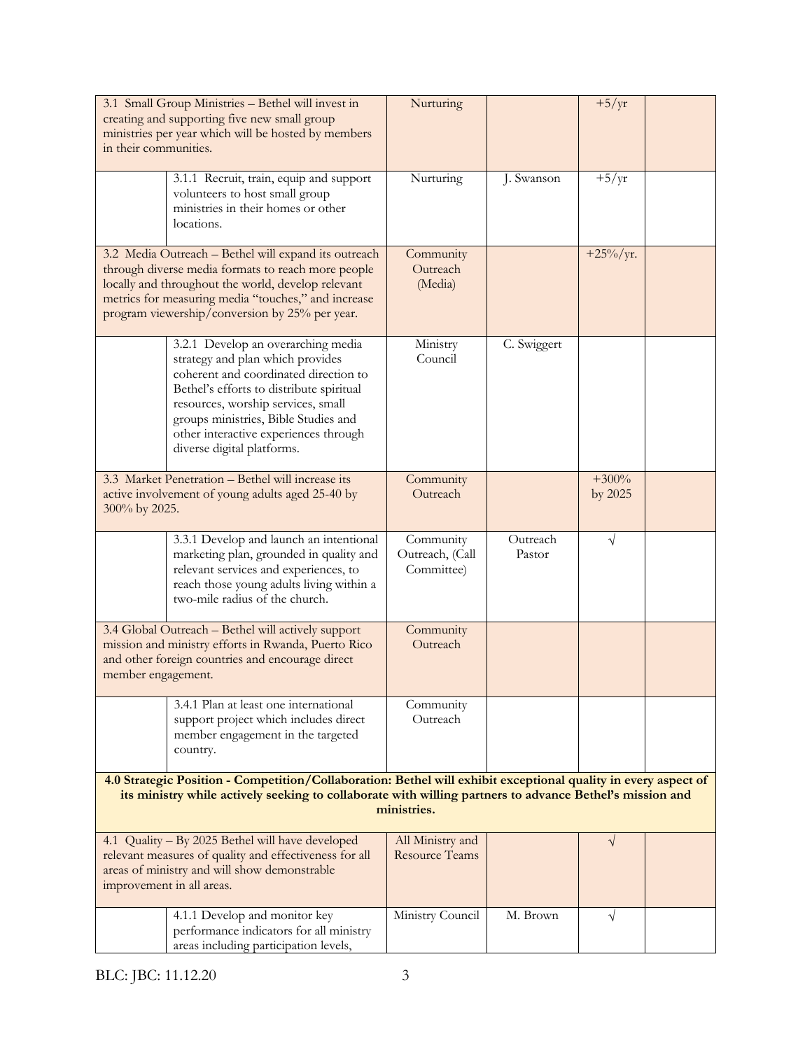| | | | | | |
|---|---|---|---|---|---|
| 3.1 Small Group Ministries – Bethel will invest in creating and supporting five new small group ministries per year which will be hosted by members in their communities. | | Nurturing | | +5/yr | |
| | 3.1.1 Recruit, train, equip and support volunteers to host small group ministries in their homes or other locations. | Nurturing | J. Swanson | +5/yr | |
| 3.2 Media Outreach – Bethel will expand its outreach through diverse media formats to reach more people locally and throughout the world, develop relevant metrics for measuring media "touches," and increase program viewership/conversion by 25% per year. | | Community Outreach (Media) | | +25%/yr. | |
| | 3.2.1 Develop an overarching media strategy and plan which provides coherent and coordinated direction to Bethel's efforts to distribute spiritual resources, worship services, small groups ministries, Bible Studies and other interactive experiences through diverse digital platforms. | Ministry Council | C. Swiggert | | |
| 3.3 Market Penetration – Bethel will increase its active involvement of young adults aged 25-40 by 300% by 2025. | | Community Outreach | | +300% by 2025 | |
| | 3.3.1 Develop and launch an intentional marketing plan, grounded in quality and relevant services and experiences, to reach those young adults living within a two-mile radius of the church. | Community Outreach, (Call Committee) | Outreach Pastor | √ | |
| 3.4 Global Outreach – Bethel will actively support mission and ministry efforts in Rwanda, Puerto Rico and other foreign countries and encourage direct member engagement. | | Community Outreach | | | |
| | 3.4.1 Plan at least one international support project which includes direct member engagement in the targeted country. | Community Outreach | | | |
| **4.0 Strategic Position - Competition/Collaboration: Bethel will exhibit exceptional quality in every aspect of its ministry while actively seeking to collaborate with willing partners to advance Bethel's mission and ministries.** | | | | | |
| 4.1 Quality – By 2025 Bethel will have developed relevant measures of quality and effectiveness for all areas of ministry and will show demonstrable improvement in all areas. | | All Ministry and Resource Teams | | √ | |
| | 4.1.1 Develop and monitor key performance indicators for all ministry areas including participation levels, | Ministry Council | M. Brown | √ | |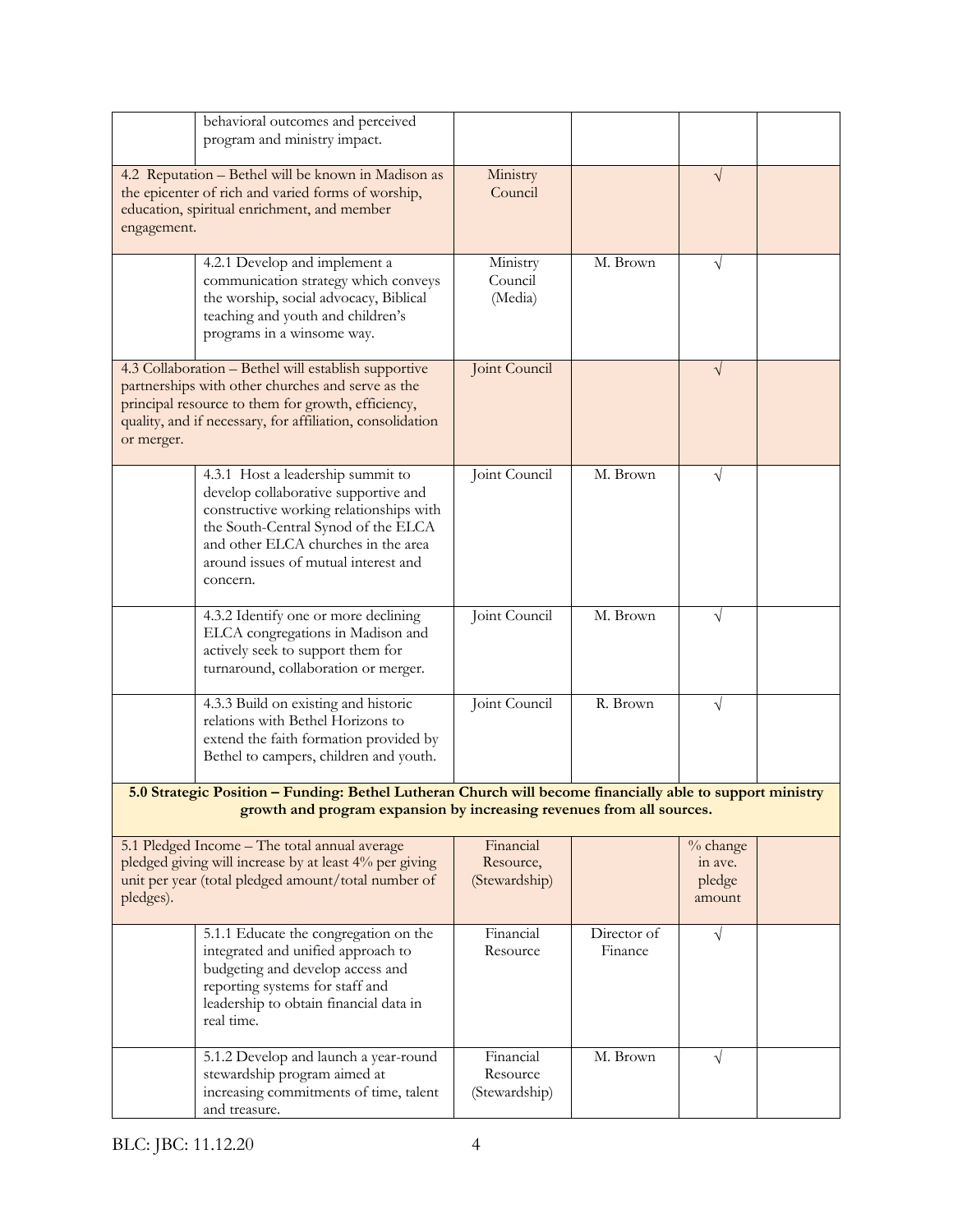|  |  |  |  |  |  |
|---|---|---|---|---|---|
|  | behavioral outcomes and perceived program and ministry impact. |  |  |  |  |
| 4.2 Reputation – Bethel will be known in Madison as the epicenter of rich and varied forms of worship, education, spiritual enrichment, and member engagement. |  | Ministry Council |  | √ |  |
|  | 4.2.1 Develop and implement a communication strategy which conveys the worship, social advocacy, Biblical teaching and youth and children's programs in a winsome way. | Ministry Council (Media) | M. Brown | √ |  |
| 4.3 Collaboration – Bethel will establish supportive partnerships with other churches and serve as the principal resource to them for growth, efficiency, quality, and if necessary, for affiliation, consolidation or merger. |  | Joint Council |  | √ |  |
|  | 4.3.1 Host a leadership summit to develop collaborative supportive and constructive working relationships with the South-Central Synod of the ELCA and other ELCA churches in the area around issues of mutual interest and concern. | Joint Council | M. Brown | √ |  |
|  | 4.3.2 Identify one or more declining ELCA congregations in Madison and actively seek to support them for turnaround, collaboration or merger. | Joint Council | M. Brown | √ |  |
|  | 4.3.3 Build on existing and historic relations with Bethel Horizons to extend the faith formation provided by Bethel to campers, children and youth. | Joint Council | R. Brown | √ |  |
| **5.0 Strategic Position – Funding: Bethel Lutheran Church will become financially able to support ministry growth and program expansion by increasing revenues from all sources.** |  |  |  |  |  |
| 5.1 Pledged Income – The total annual average pledged giving will increase by at least 4% per giving unit per year (total pledged amount/total number of pledges). |  | Financial Resource, (Stewardship) |  | % change in ave. pledge amount |  |
|  | 5.1.1 Educate the congregation on the integrated and unified approach to budgeting and develop access and reporting systems for staff and leadership to obtain financial data in real time. | Financial Resource | Director of Finance | √ |  |
|  | 5.1.2 Develop and launch a year-round stewardship program aimed at increasing commitments of time, talent and treasure. | Financial Resource (Stewardship) | M. Brown | √ |  |

BLC: JBC: 11.12.20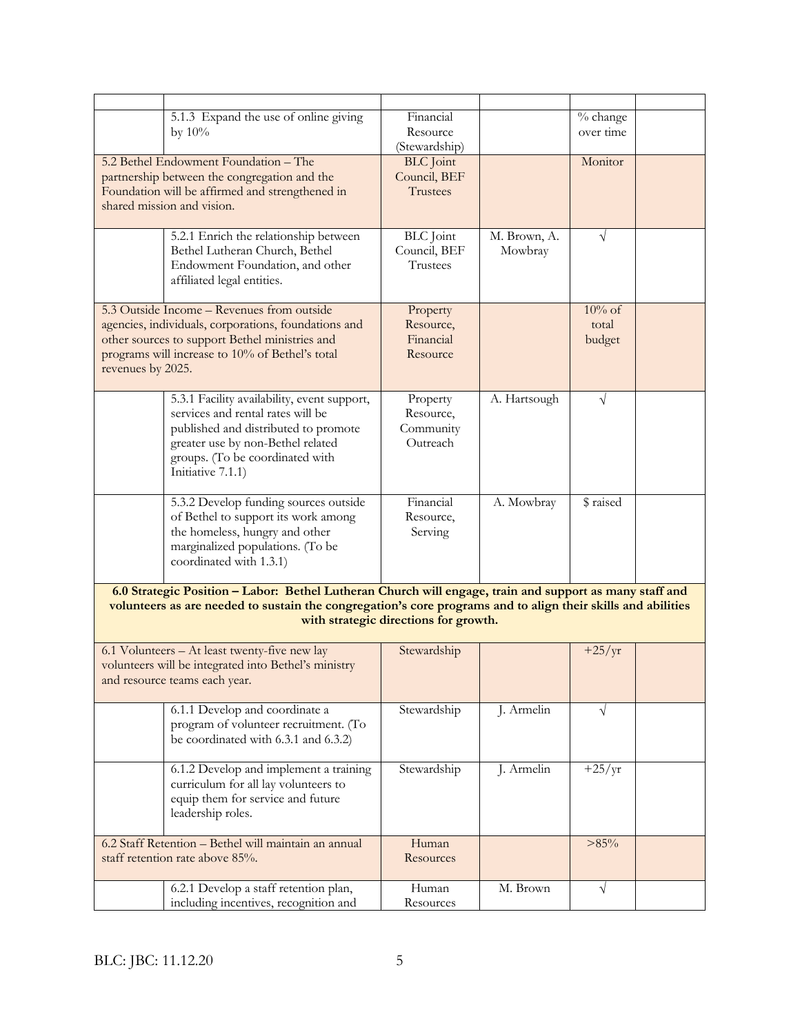| | | | | | |
|---|---|---|---|---|---|
| | 5.1.3 Expand the use of online giving by 10% | Financial Resource (Stewardship) | | % change over time | |
| 5.2 Bethel Endowment Foundation – The partnership between the congregation and the Foundation will be affirmed and strengthened in shared mission and vision. | | BLC Joint Council, BEF Trustees | | Monitor | |
| | 5.2.1 Enrich the relationship between Bethel Lutheran Church, Bethel Endowment Foundation, and other affiliated legal entities. | BLC Joint Council, BEF Trustees | M. Brown, A. Mowbray | √ | |
| 5.3 Outside Income – Revenues from outside agencies, individuals, corporations, foundations and other sources to support Bethel ministries and programs will increase to 10% of Bethel's total revenues by 2025. | | Property Resource, Financial Resource | | 10% of total budget | |
| | 5.3.1 Facility availability, event support, services and rental rates will be published and distributed to promote greater use by non-Bethel related groups. (To be coordinated with Initiative 7.1.1) | Property Resource, Community Outreach | A. Hartsough | √ | |
| | 5.3.2 Develop funding sources outside of Bethel to support its work among the homeless, hungry and other marginalized populations. (To be coordinated with 1.3.1) | Financial Resource, Serving | A. Mowbray | $ raised | |
| **6.0 Strategic Position – Labor: Bethel Lutheran Church will engage, train and support as many staff and volunteers as are needed to sustain the congregation's core programs and to align their skills and abilities with strategic directions for growth.** | | | | | |
| 6.1 Volunteers – At least twenty-five new lay volunteers will be integrated into Bethel's ministry and resource teams each year. | | Stewardship | | +25/yr | |
| | 6.1.1 Develop and coordinate a program of volunteer recruitment. (To be coordinated with 6.3.1 and 6.3.2) | Stewardship | J. Armelin | √ | |
| | 6.1.2 Develop and implement a training curriculum for all lay volunteers to equip them for service and future leadership roles. | Stewardship | J. Armelin | +25/yr | |
| 6.2 Staff Retention – Bethel will maintain an annual staff retention rate above 85%. | | Human Resources | | >85% | |
| | 6.2.1 Develop a staff retention plan, including incentives, recognition and | Human Resources | M. Brown | √ | |

BLC: JBC: 11.12.20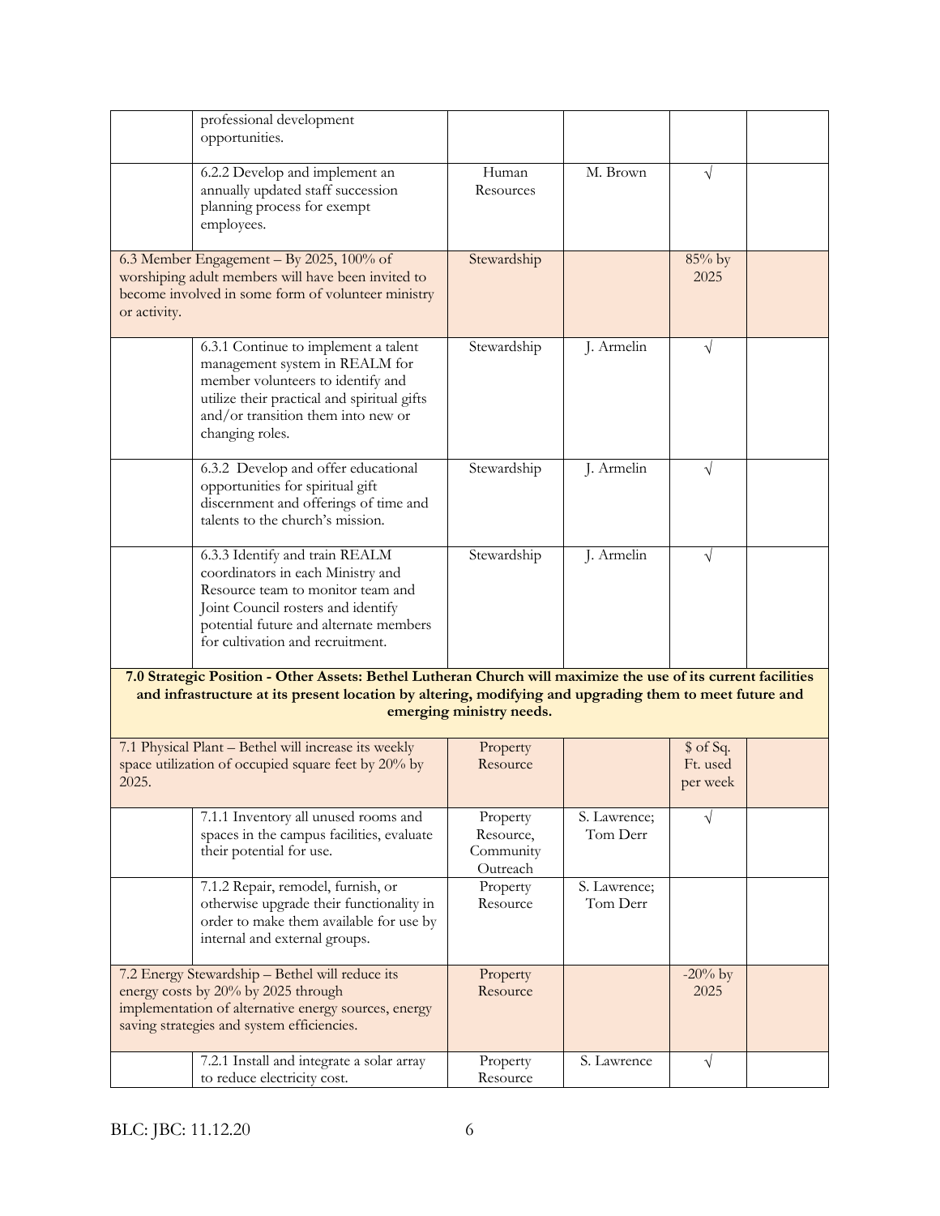| | | | | | |
|---|---|---|---|---|---|
| | professional development opportunities. | | | | |
| | 6.2.2 Develop and implement an annually updated staff succession planning process for exempt employees. | Human Resources | M. Brown | √ | |
| 6.3 Member Engagement – By 2025, 100% of worshiping adult members will have been invited to become involved in some form of volunteer ministry or activity. | | Stewardship | | 85% by 2025 | |
| | 6.3.1 Continue to implement a talent management system in REALM for member volunteers to identify and utilize their practical and spiritual gifts and/or transition them into new or changing roles. | Stewardship | J. Armelin | √ | |
| | 6.3.2 Develop and offer educational opportunities for spiritual gift discernment and offerings of time and talents to the church's mission. | Stewardship | J. Armelin | √ | |
| | 6.3.3 Identify and train REALM coordinators in each Ministry and Resource team to monitor team and Joint Council rosters and identify potential future and alternate members for cultivation and recruitment. | Stewardship | J. Armelin | √ | |
| **7.0 Strategic Position - Other Assets: Bethel Lutheran Church will maximize the use of its current facilities and infrastructure at its present location by altering, modifying and upgrading them to meet future and emerging ministry needs.** | | | | | |
| 7.1 Physical Plant – Bethel will increase its weekly space utilization of occupied square feet by 20% by 2025. | | Property Resource | | $ of Sq. Ft. used per week | |
| | 7.1.1 Inventory all unused rooms and spaces in the campus facilities, evaluate their potential for use. | Property Resource, Community Outreach | S. Lawrence; Tom Derr | √ | |
| | 7.1.2 Repair, remodel, furnish, or otherwise upgrade their functionality in order to make them available for use by internal and external groups. | Property Resource | S. Lawrence; Tom Derr | | |
| 7.2 Energy Stewardship – Bethel will reduce its energy costs by 20% by 2025 through implementation of alternative energy sources, energy saving strategies and system efficiencies. | | Property Resource | | -20% by 2025 | |
| | 7.2.1 Install and integrate a solar array to reduce electricity cost. | Property Resource | S. Lawrence | √ | |

BLC: JBC: 11.12.20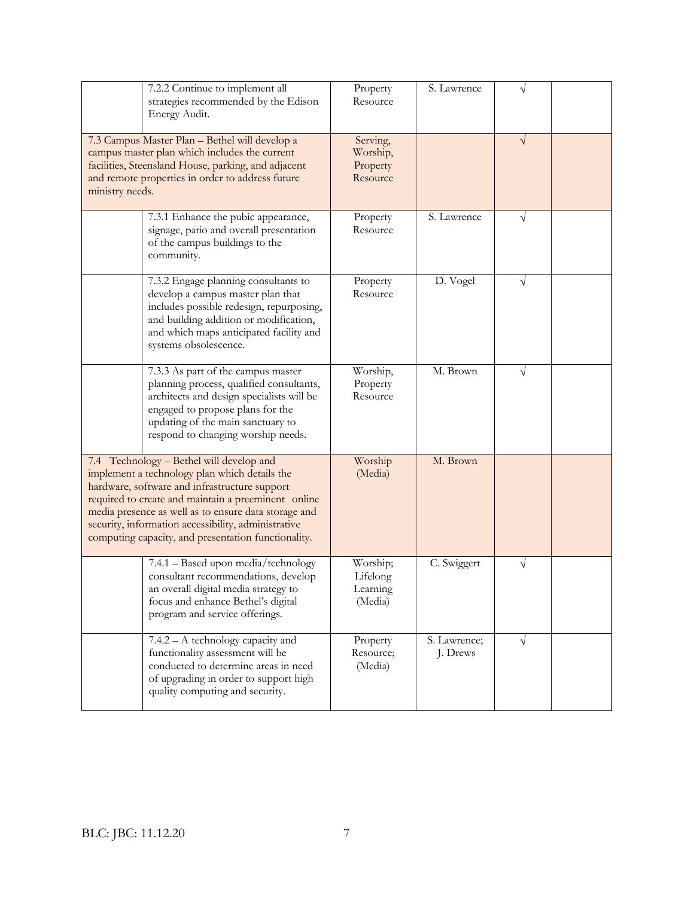| | | | | | |
|---|---|---|---|---|---|
| | 7.2.2 Continue to implement all strategies recommended by the Edison Energy Audit. | Property Resource | S. Lawrence | √ | |
| 7.3 Campus Master Plan – Bethel will develop a campus master plan which includes the current facilities, Steensland House, parking, and adjacent and remote properties in order to address future ministry needs. | | Serving, Worship, Property Resource | | √ | |
| | 7.3.1 Enhance the pubic appearance, signage, patio and overall presentation of the campus buildings to the community. | Property Resource | S. Lawrence | √ | |
| | 7.3.2 Engage planning consultants to develop a campus master plan that includes possible redesign, repurposing, and building addition or modification, and which maps anticipated facility and systems obsolescence. | Property Resource | D. Vogel | √ | |
| | 7.3.3 As part of the campus master planning process, qualified consultants, architects and design specialists will be engaged to propose plans for the updating of the main sanctuary to respond to changing worship needs. | Worship, Property Resource | M. Brown | √ | |
| 7.4 Technology – Bethel will develop and implement a technology plan which details the hardware, software and infrastructure support required to create and maintain a preeminent online media presence as well as to ensure data storage and security, information accessibility, administrative computing capacity, and presentation functionality. | | Worship (Media) | M. Brown | | |
| | 7.4.1 – Based upon media/technology consultant recommendations, develop an overall digital media strategy to focus and enhance Bethel's digital program and service offerings. | Worship; Lifelong Learning (Media) | C. Swiggert | √ | |
| | 7.4.2 – A technology capacity and functionality assessment will be conducted to determine areas in need of upgrading in order to support high quality computing and security. | Property Resource; (Media) | S. Lawrence; J. Drews | √ | |

BLC: JBC: 11.12.20